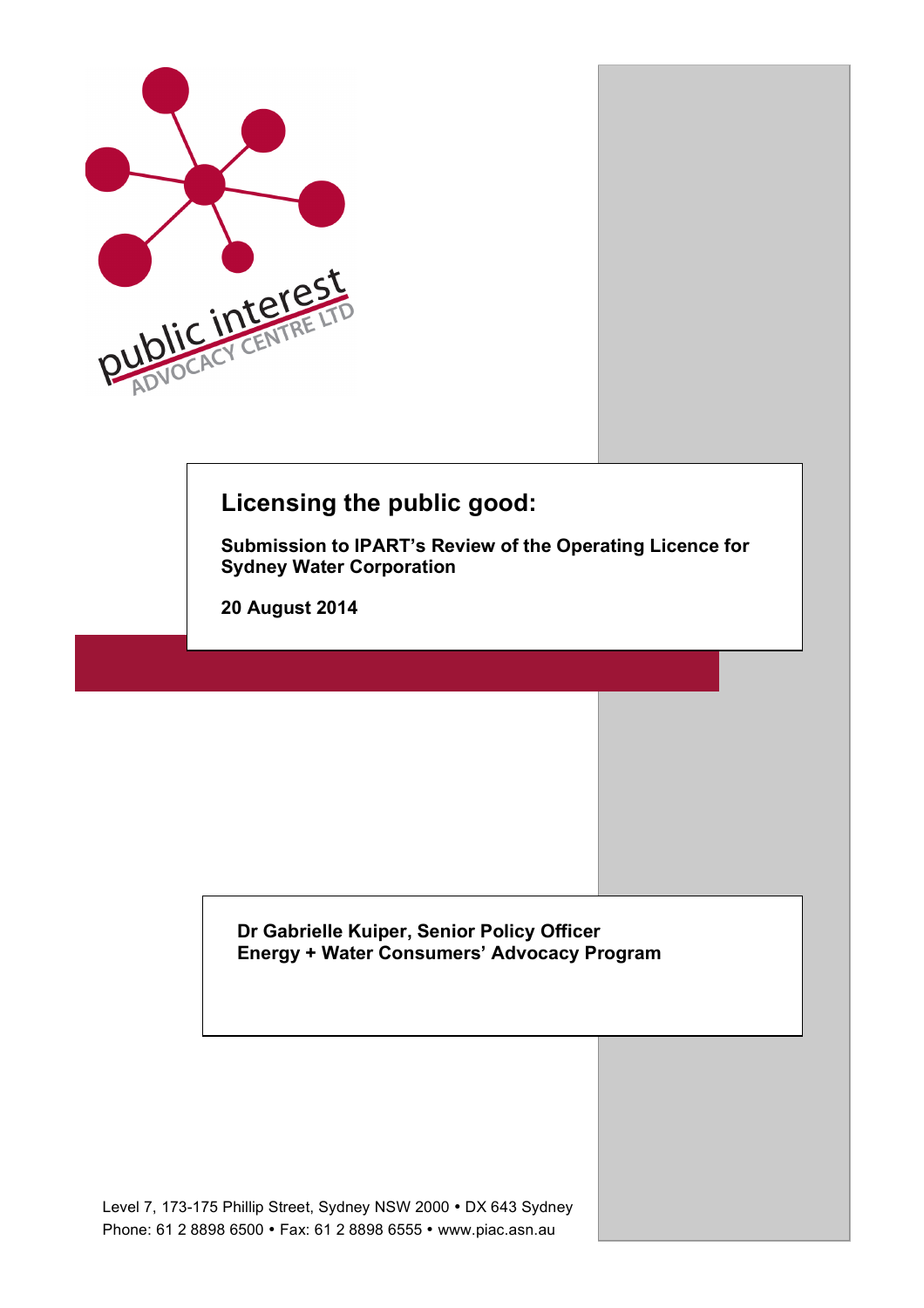public interest
ADVOCACY CENTRE LTD

# Licensing the public good:

**Submission to IPART's Review of the Operating Licence for Sydney Water Corporation**

**20 August 2014**

**Dr Gabrielle Kuiper, Senior Policy Officer**
**Energy + Water Consumers' Advocacy Program**

Level 7, 173-175 Phillip Street, Sydney NSW 2000 • DX 643 Sydney
Phone: 61 2 8898 6500 • Fax: 61 2 8898 6555 • www.piac.asn.au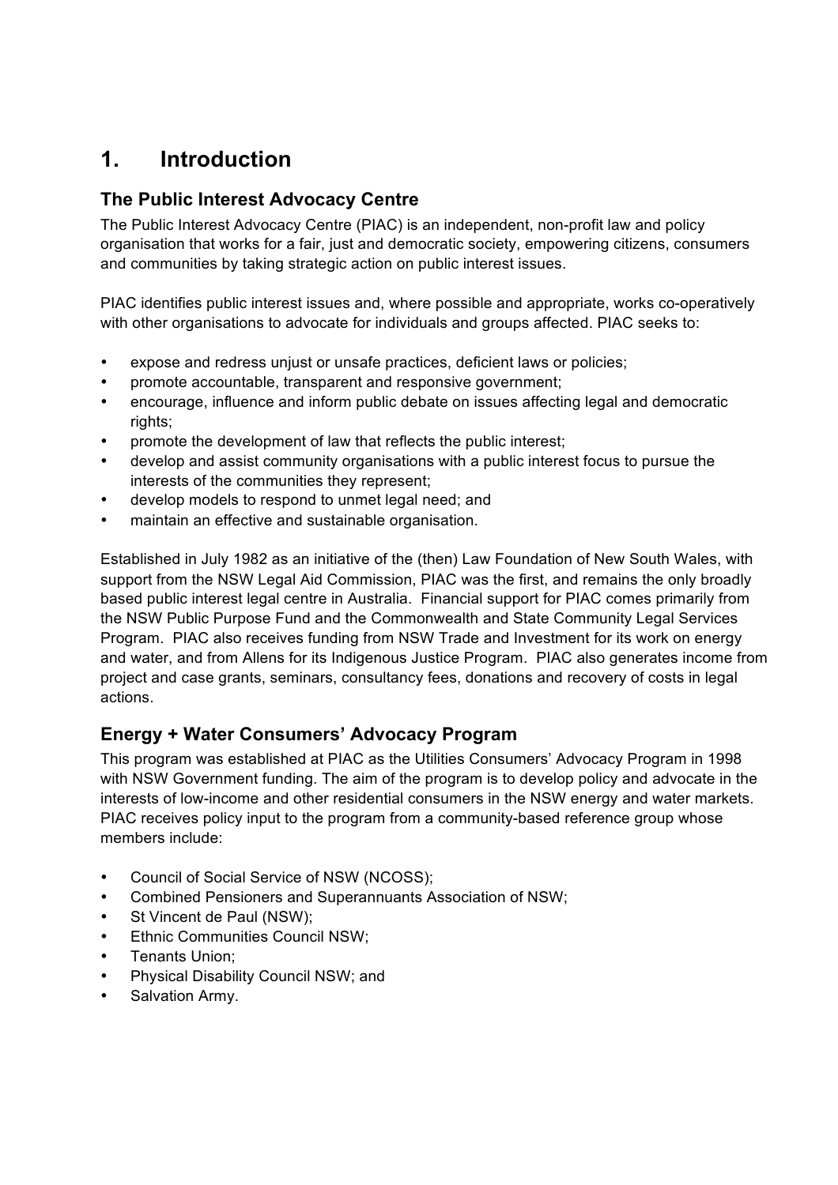# 1. Introduction

## The Public Interest Advocacy Centre

The Public Interest Advocacy Centre (PIAC) is an independent, non-profit law and policy organisation that works for a fair, just and democratic society, empowering citizens, consumers and communities by taking strategic action on public interest issues.

PIAC identifies public interest issues and, where possible and appropriate, works co-operatively with other organisations to advocate for individuals and groups affected. PIAC seeks to:

- expose and redress unjust or unsafe practices, deficient laws or policies;
- promote accountable, transparent and responsive government;
- encourage, influence and inform public debate on issues affecting legal and democratic rights;
- promote the development of law that reflects the public interest;
- develop and assist community organisations with a public interest focus to pursue the interests of the communities they represent;
- develop models to respond to unmet legal need; and
- maintain an effective and sustainable organisation.

Established in July 1982 as an initiative of the (then) Law Foundation of New South Wales, with support from the NSW Legal Aid Commission, PIAC was the first, and remains the only broadly based public interest legal centre in Australia. Financial support for PIAC comes primarily from the NSW Public Purpose Fund and the Commonwealth and State Community Legal Services Program. PIAC also receives funding from NSW Trade and Investment for its work on energy and water, and from Allens for its Indigenous Justice Program. PIAC also generates income from project and case grants, seminars, consultancy fees, donations and recovery of costs in legal actions.

## Energy + Water Consumers' Advocacy Program

This program was established at PIAC as the Utilities Consumers' Advocacy Program in 1998 with NSW Government funding. The aim of the program is to develop policy and advocate in the interests of low-income and other residential consumers in the NSW energy and water markets. PIAC receives policy input to the program from a community-based reference group whose members include:

- Council of Social Service of NSW (NCOSS);
- Combined Pensioners and Superannuants Association of NSW;
- St Vincent de Paul (NSW);
- Ethnic Communities Council NSW;
- Tenants Union;
- Physical Disability Council NSW; and
- Salvation Army.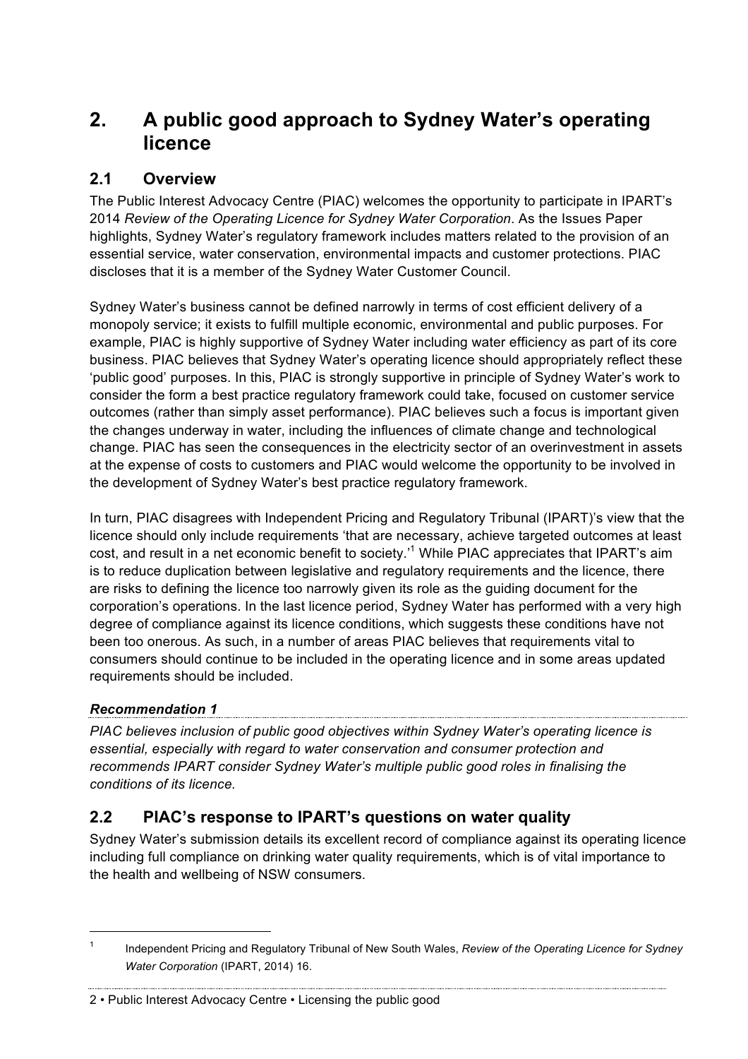# 2. A public good approach to Sydney Water's operating licence

## 2.1 Overview

The Public Interest Advocacy Centre (PIAC) welcomes the opportunity to participate in IPART's 2014 *Review of the Operating Licence for Sydney Water Corporation*. As the Issues Paper highlights, Sydney Water's regulatory framework includes matters related to the provision of an essential service, water conservation, environmental impacts and customer protections. PIAC discloses that it is a member of the Sydney Water Customer Council.

Sydney Water's business cannot be defined narrowly in terms of cost efficient delivery of a monopoly service; it exists to fulfill multiple economic, environmental and public purposes. For example, PIAC is highly supportive of Sydney Water including water efficiency as part of its core business. PIAC believes that Sydney Water's operating licence should appropriately reflect these 'public good' purposes. In this, PIAC is strongly supportive in principle of Sydney Water's work to consider the form a best practice regulatory framework could take, focused on customer service outcomes (rather than simply asset performance). PIAC believes such a focus is important given the changes underway in water, including the influences of climate change and technological change. PIAC has seen the consequences in the electricity sector of an overinvestment in assets at the expense of costs to customers and PIAC would welcome the opportunity to be involved in the development of Sydney Water's best practice regulatory framework.

In turn, PIAC disagrees with Independent Pricing and Regulatory Tribunal (IPART)'s view that the licence should only include requirements 'that are necessary, achieve targeted outcomes at least cost, and result in a net economic benefit to society.'[1] While PIAC appreciates that IPART's aim is to reduce duplication between legislative and regulatory requirements and the licence, there are risks to defining the licence too narrowly given its role as the guiding document for the corporation's operations. In the last licence period, Sydney Water has performed with a very high degree of compliance against its licence conditions, which suggests these conditions have not been too onerous. As such, in a number of areas PIAC believes that requirements vital to consumers should continue to be included in the operating licence and in some areas updated requirements should be included.

***Recommendation 1***

*PIAC believes inclusion of public good objectives within Sydney Water's operating licence is essential, especially with regard to water conservation and consumer protection and recommends IPART consider Sydney Water's multiple public good roles in finalising the conditions of its licence.*

## 2.2 PIAC's response to IPART's questions on water quality

Sydney Water's submission details its excellent record of compliance against its operating licence including full compliance on drinking water quality requirements, which is of vital importance to the health and wellbeing of NSW consumers.

---

[1] Independent Pricing and Regulatory Tribunal of New South Wales, *Review of the Operating Licence for Sydney Water Corporation* (IPART, 2014) 16.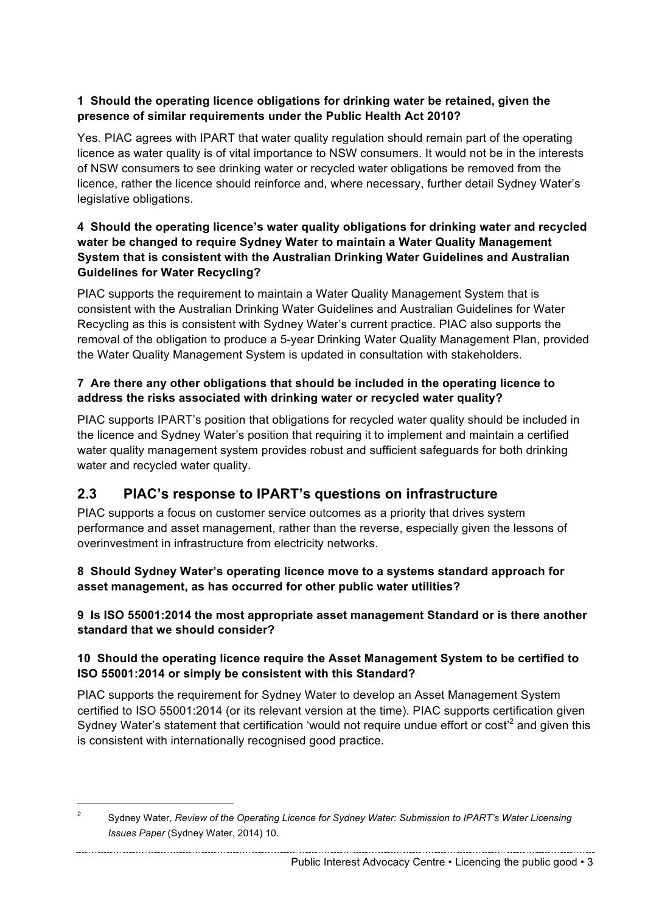**1 Should the operating licence obligations for drinking water be retained, given the presence of similar requirements under the Public Health Act 2010?**

Yes. PIAC agrees with IPART that water quality regulation should remain part of the operating licence as water quality is of vital importance to NSW consumers. It would not be in the interests of NSW consumers to see drinking water or recycled water obligations be removed from the licence, rather the licence should reinforce and, where necessary, further detail Sydney Water's legislative obligations.

**4 Should the operating licence's water quality obligations for drinking water and recycled water be changed to require Sydney Water to maintain a Water Quality Management System that is consistent with the Australian Drinking Water Guidelines and Australian Guidelines for Water Recycling?**

PIAC supports the requirement to maintain a Water Quality Management System that is consistent with the Australian Drinking Water Guidelines and Australian Guidelines for Water Recycling as this is consistent with Sydney Water's current practice. PIAC also supports the removal of the obligation to produce a 5-year Drinking Water Quality Management Plan, provided the Water Quality Management System is updated in consultation with stakeholders.

**7 Are there any other obligations that should be included in the operating licence to address the risks associated with drinking water or recycled water quality?**

PIAC supports IPART's position that obligations for recycled water quality should be included in the licence and Sydney Water's position that requiring it to implement and maintain a certified water quality management system provides robust and sufficient safeguards for both drinking water and recycled water quality.

## 2.3 PIAC's response to IPART's questions on infrastructure

PIAC supports a focus on customer service outcomes as a priority that drives system performance and asset management, rather than the reverse, especially given the lessons of overinvestment in infrastructure from electricity networks.

**8 Should Sydney Water's operating licence move to a systems standard approach for asset management, as has occurred for other public water utilities?**

**9 Is ISO 55001:2014 the most appropriate asset management Standard or is there another standard that we should consider?**

**10 Should the operating licence require the Asset Management System to be certified to ISO 55001:2014 or simply be consistent with this Standard?**

PIAC supports the requirement for Sydney Water to develop an Asset Management System certified to ISO 55001:2014 (or its relevant version at the time). PIAC supports certification given Sydney Water's statement that certification 'would not require undue effort or cost'[2] and given this is consistent with internationally recognised good practice.

---

[2] Sydney Water, *Review of the Operating Licence for Sydney Water: Submission to IPART's Water Licensing Issues Paper* (Sydney Water, 2014) 10.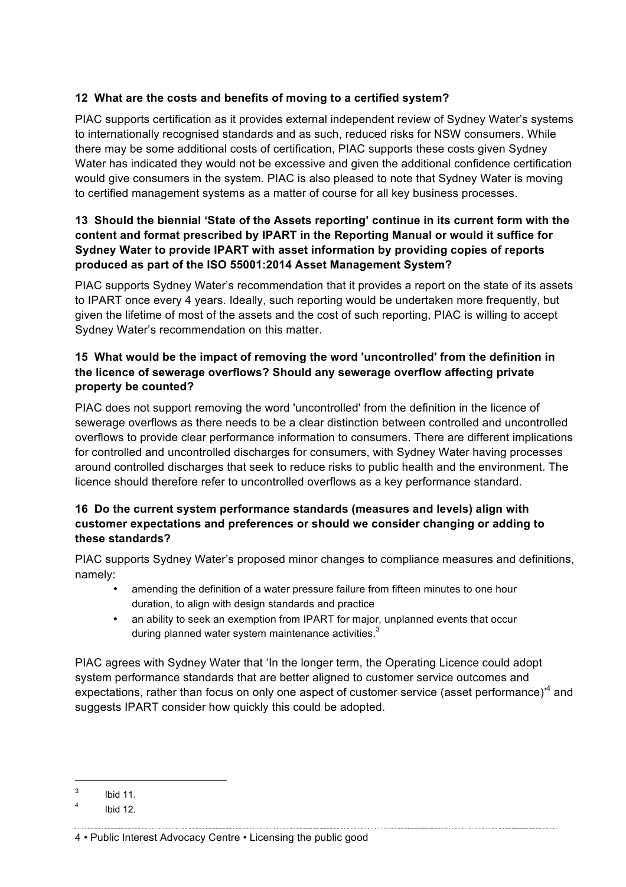### 12 What are the costs and benefits of moving to a certified system?

PIAC supports certification as it provides external independent review of Sydney Water's systems to internationally recognised standards and as such, reduced risks for NSW consumers. While there may be some additional costs of certification, PIAC supports these costs given Sydney Water has indicated they would not be excessive and given the additional confidence certification would give consumers in the system. PIAC is also pleased to note that Sydney Water is moving to certified management systems as a matter of course for all key business processes.

### 13 Should the biennial 'State of the Assets reporting' continue in its current form with the content and format prescribed by IPART in the Reporting Manual or would it suffice for Sydney Water to provide IPART with asset information by providing copies of reports produced as part of the ISO 55001:2014 Asset Management System?

PIAC supports Sydney Water's recommendation that it provides a report on the state of its assets to IPART once every 4 years. Ideally, such reporting would be undertaken more frequently, but given the lifetime of most of the assets and the cost of such reporting, PIAC is willing to accept Sydney Water's recommendation on this matter.

### 15 What would be the impact of removing the word 'uncontrolled' from the definition in the licence of sewerage overflows? Should any sewerage overflow affecting private property be counted?

PIAC does not support removing the word 'uncontrolled' from the definition in the licence of sewerage overflows as there needs to be a clear distinction between controlled and uncontrolled overflows to provide clear performance information to consumers. There are different implications for controlled and uncontrolled discharges for consumers, with Sydney Water having processes around controlled discharges that seek to reduce risks to public health and the environment. The licence should therefore refer to uncontrolled overflows as a key performance standard.

### 16 Do the current system performance standards (measures and levels) align with customer expectations and preferences or should we consider changing or adding to these standards?

PIAC supports Sydney Water's proposed minor changes to compliance measures and definitions, namely:

- amending the definition of a water pressure failure from fifteen minutes to one hour duration, to align with design standards and practice
- an ability to seek an exemption from IPART for major, unplanned events that occur during planned water system maintenance activities.[3]

PIAC agrees with Sydney Water that 'In the longer term, the Operating Licence could adopt system performance standards that are better aligned to customer service outcomes and expectations, rather than focus on only one aspect of customer service (asset performance)'[4] and suggests IPART consider how quickly this could be adopted.

---

[3] Ibid 11.

[4] Ibid 12.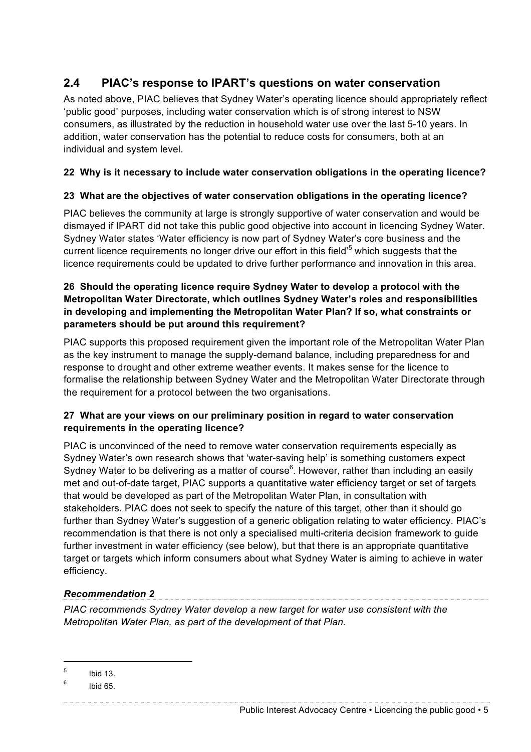## 2.4 PIAC's response to IPART's questions on water conservation

As noted above, PIAC believes that Sydney Water's operating licence should appropriately reflect 'public good' purposes, including water conservation which is of strong interest to NSW consumers, as illustrated by the reduction in household water use over the last 5-10 years. In addition, water conservation has the potential to reduce costs for consumers, both at an individual and system level.

**22 Why is it necessary to include water conservation obligations in the operating licence?**

**23 What are the objectives of water conservation obligations in the operating licence?**

PIAC believes the community at large is strongly supportive of water conservation and would be dismayed if IPART did not take this public good objective into account in licencing Sydney Water. Sydney Water states 'Water efficiency is now part of Sydney Water's core business and the current licence requirements no longer drive our effort in this field'[5] which suggests that the licence requirements could be updated to drive further performance and innovation in this area.

**26 Should the operating licence require Sydney Water to develop a protocol with the Metropolitan Water Directorate, which outlines Sydney Water's roles and responsibilities in developing and implementing the Metropolitan Water Plan? If so, what constraints or parameters should be put around this requirement?**

PIAC supports this proposed requirement given the important role of the Metropolitan Water Plan as the key instrument to manage the supply-demand balance, including preparedness for and response to drought and other extreme weather events. It makes sense for the licence to formalise the relationship between Sydney Water and the Metropolitan Water Directorate through the requirement for a protocol between the two organisations.

**27 What are your views on our preliminary position in regard to water conservation requirements in the operating licence?**

PIAC is unconvinced of the need to remove water conservation requirements especially as Sydney Water's own research shows that 'water-saving help' is something customers expect Sydney Water to be delivering as a matter of course[6]. However, rather than including an easily met and out-of-date target, PIAC supports a quantitative water efficiency target or set of targets that would be developed as part of the Metropolitan Water Plan, in consultation with stakeholders. PIAC does not seek to specify the nature of this target, other than it should go further than Sydney Water's suggestion of a generic obligation relating to water efficiency. PIAC's recommendation is that there is not only a specialised multi-criteria decision framework to guide further investment in water efficiency (see below), but that there is an appropriate quantitative target or targets which inform consumers about what Sydney Water is aiming to achieve in water efficiency.

***Recommendation 2***

*PIAC recommends Sydney Water develop a new target for water use consistent with the Metropolitan Water Plan, as part of the development of that Plan.*

---

[5] Ibid 13.

[6] Ibid 65.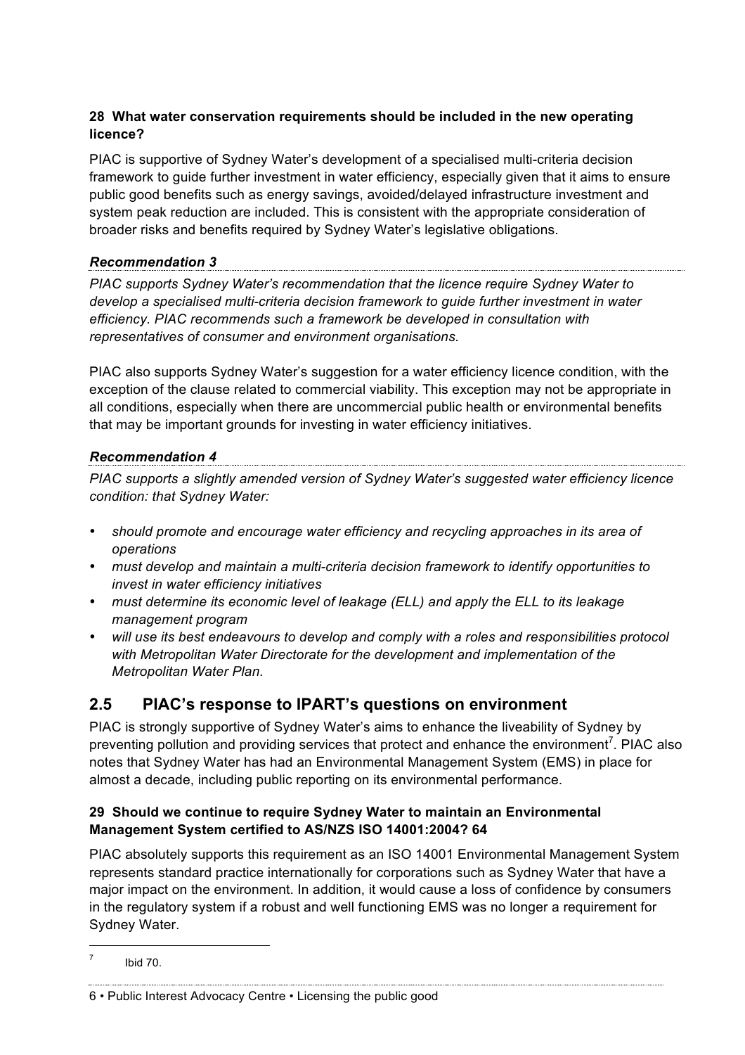**28 What water conservation requirements should be included in the new operating licence?**

PIAC is supportive of Sydney Water's development of a specialised multi-criteria decision framework to guide further investment in water efficiency, especially given that it aims to ensure public good benefits such as energy savings, avoided/delayed infrastructure investment and system peak reduction are included. This is consistent with the appropriate consideration of broader risks and benefits required by Sydney Water's legislative obligations.

***Recommendation 3***

*PIAC supports Sydney Water's recommendation that the licence require Sydney Water to develop a specialised multi-criteria decision framework to guide further investment in water efficiency. PIAC recommends such a framework be developed in consultation with representatives of consumer and environment organisations.*

PIAC also supports Sydney Water's suggestion for a water efficiency licence condition, with the exception of the clause related to commercial viability. This exception may not be appropriate in all conditions, especially when there are uncommercial public health or environmental benefits that may be important grounds for investing in water efficiency initiatives.

***Recommendation 4***

*PIAC supports a slightly amended version of Sydney Water's suggested water efficiency licence condition: that Sydney Water:*

- *should promote and encourage water efficiency and recycling approaches in its area of operations*
- *must develop and maintain a multi-criteria decision framework to identify opportunities to invest in water efficiency initiatives*
- *must determine its economic level of leakage (ELL) and apply the ELL to its leakage management program*
- *will use its best endeavours to develop and comply with a roles and responsibilities protocol with Metropolitan Water Directorate for the development and implementation of the Metropolitan Water Plan.*

## 2.5 PIAC's response to IPART's questions on environment

PIAC is strongly supportive of Sydney Water's aims to enhance the liveability of Sydney by preventing pollution and providing services that protect and enhance the environment[7]. PIAC also notes that Sydney Water has had an Environmental Management System (EMS) in place for almost a decade, including public reporting on its environmental performance.

**29 Should we continue to require Sydney Water to maintain an Environmental Management System certified to AS/NZS ISO 14001:2004? 64**

PIAC absolutely supports this requirement as an ISO 14001 Environmental Management System represents standard practice internationally for corporations such as Sydney Water that have a major impact on the environment. In addition, it would cause a loss of confidence by consumers in the regulatory system if a robust and well functioning EMS was no longer a requirement for Sydney Water.

[7] Ibid 70.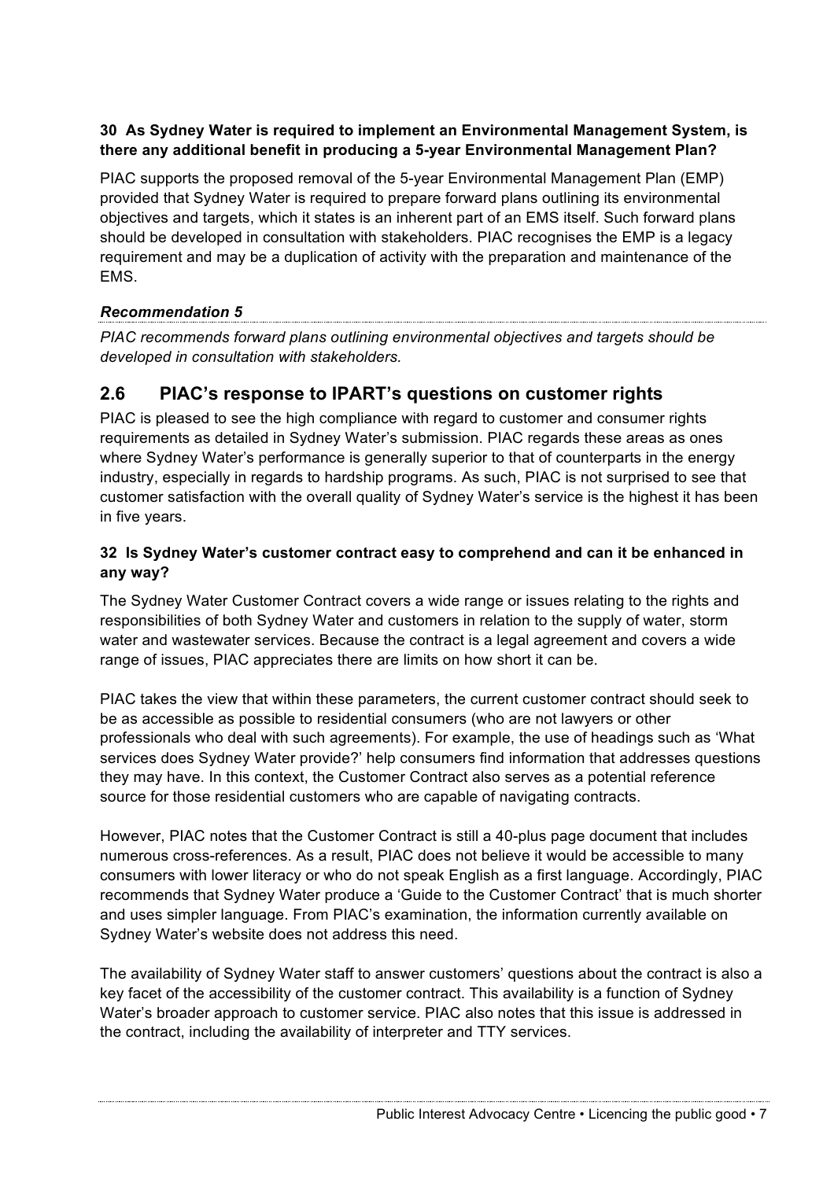**30 As Sydney Water is required to implement an Environmental Management System, is there any additional benefit in producing a 5-year Environmental Management Plan?**

PIAC supports the proposed removal of the 5-year Environmental Management Plan (EMP) provided that Sydney Water is required to prepare forward plans outlining its environmental objectives and targets, which it states is an inherent part of an EMS itself. Such forward plans should be developed in consultation with stakeholders. PIAC recognises the EMP is a legacy requirement and may be a duplication of activity with the preparation and maintenance of the EMS.

***Recommendation 5***

*PIAC recommends forward plans outlining environmental objectives and targets should be developed in consultation with stakeholders.*

## 2.6 PIAC's response to IPART's questions on customer rights

PIAC is pleased to see the high compliance with regard to customer and consumer rights requirements as detailed in Sydney Water's submission. PIAC regards these areas as ones where Sydney Water's performance is generally superior to that of counterparts in the energy industry, especially in regards to hardship programs. As such, PIAC is not surprised to see that customer satisfaction with the overall quality of Sydney Water's service is the highest it has been in five years.

**32 Is Sydney Water's customer contract easy to comprehend and can it be enhanced in any way?**

The Sydney Water Customer Contract covers a wide range or issues relating to the rights and responsibilities of both Sydney Water and customers in relation to the supply of water, storm water and wastewater services. Because the contract is a legal agreement and covers a wide range of issues, PIAC appreciates there are limits on how short it can be.

PIAC takes the view that within these parameters, the current customer contract should seek to be as accessible as possible to residential consumers (who are not lawyers or other professionals who deal with such agreements). For example, the use of headings such as 'What services does Sydney Water provide?' help consumers find information that addresses questions they may have. In this context, the Customer Contract also serves as a potential reference source for those residential customers who are capable of navigating contracts.

However, PIAC notes that the Customer Contract is still a 40-plus page document that includes numerous cross-references. As a result, PIAC does not believe it would be accessible to many consumers with lower literacy or who do not speak English as a first language. Accordingly, PIAC recommends that Sydney Water produce a 'Guide to the Customer Contract' that is much shorter and uses simpler language. From PIAC's examination, the information currently available on Sydney Water's website does not address this need.

The availability of Sydney Water staff to answer customers' questions about the contract is also a key facet of the accessibility of the customer contract. This availability is a function of Sydney Water's broader approach to customer service. PIAC also notes that this issue is addressed in the contract, including the availability of interpreter and TTY services.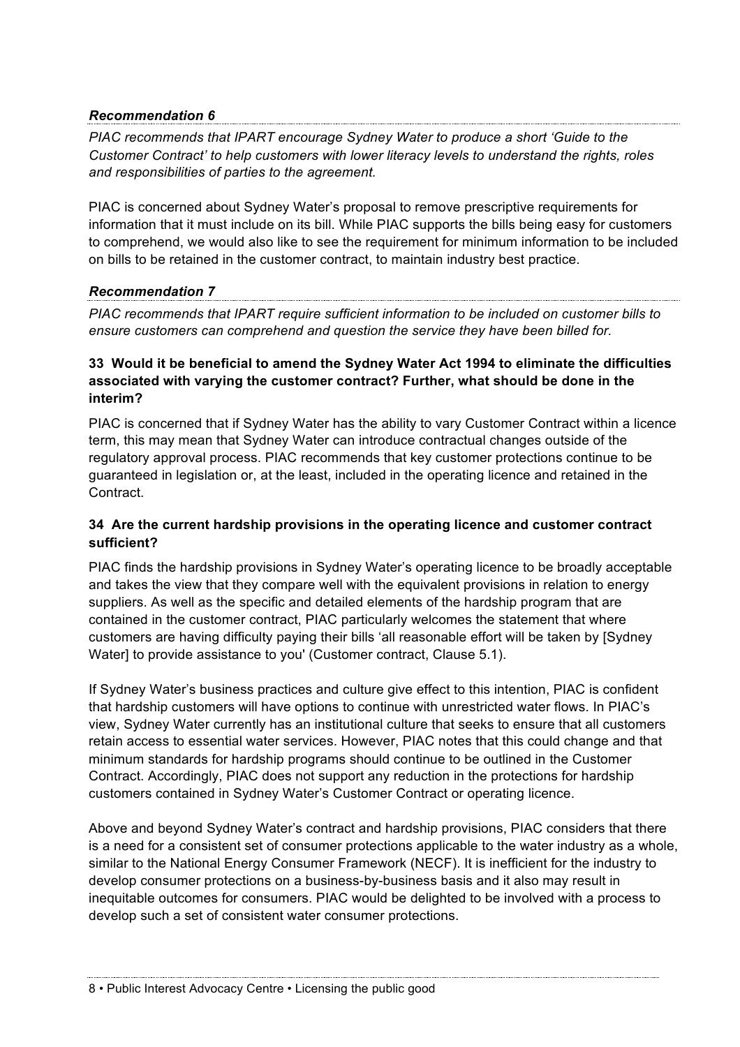***Recommendation 6***

*PIAC recommends that IPART encourage Sydney Water to produce a short 'Guide to the Customer Contract' to help customers with lower literacy levels to understand the rights, roles and responsibilities of parties to the agreement.*

PIAC is concerned about Sydney Water's proposal to remove prescriptive requirements for information that it must include on its bill. While PIAC supports the bills being easy for customers to comprehend, we would also like to see the requirement for minimum information to be included on bills to be retained in the customer contract, to maintain industry best practice.

***Recommendation 7***

*PIAC recommends that IPART require sufficient information to be included on customer bills to ensure customers can comprehend and question the service they have been billed for.*

### 33 Would it be beneficial to amend the Sydney Water Act 1994 to eliminate the difficulties associated with varying the customer contract? Further, what should be done in the interim?

PIAC is concerned that if Sydney Water has the ability to vary Customer Contract within a licence term, this may mean that Sydney Water can introduce contractual changes outside of the regulatory approval process. PIAC recommends that key customer protections continue to be guaranteed in legislation or, at the least, included in the operating licence and retained in the Contract.

### 34 Are the current hardship provisions in the operating licence and customer contract sufficient?

PIAC finds the hardship provisions in Sydney Water's operating licence to be broadly acceptable and takes the view that they compare well with the equivalent provisions in relation to energy suppliers. As well as the specific and detailed elements of the hardship program that are contained in the customer contract, PIAC particularly welcomes the statement that where customers are having difficulty paying their bills 'all reasonable effort will be taken by [Sydney Water] to provide assistance to you' (Customer contract, Clause 5.1).

If Sydney Water's business practices and culture give effect to this intention, PIAC is confident that hardship customers will have options to continue with unrestricted water flows. In PIAC's view, Sydney Water currently has an institutional culture that seeks to ensure that all customers retain access to essential water services. However, PIAC notes that this could change and that minimum standards for hardship programs should continue to be outlined in the Customer Contract. Accordingly, PIAC does not support any reduction in the protections for hardship customers contained in Sydney Water's Customer Contract or operating licence.

Above and beyond Sydney Water's contract and hardship provisions, PIAC considers that there is a need for a consistent set of consumer protections applicable to the water industry as a whole, similar to the National Energy Consumer Framework (NECF). It is inefficient for the industry to develop consumer protections on a business-by-business basis and it also may result in inequitable outcomes for consumers. PIAC would be delighted to be involved with a process to develop such a set of consistent water consumer protections.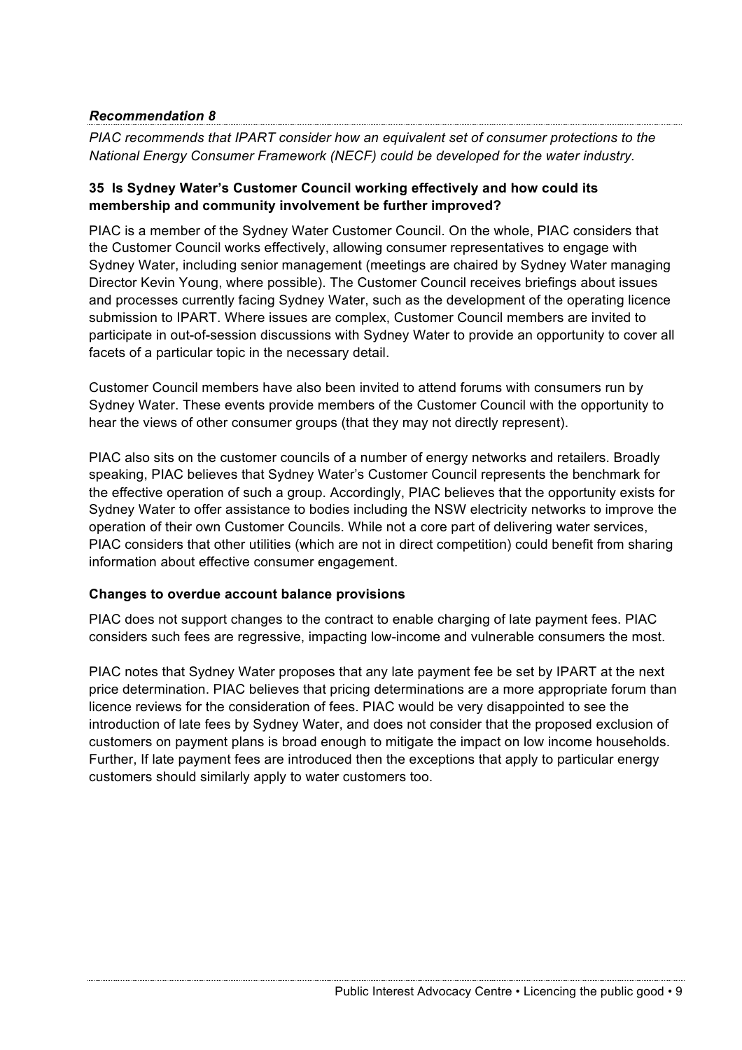***Recommendation 8***

*PIAC recommends that IPART consider how an equivalent set of consumer protections to the National Energy Consumer Framework (NECF) could be developed for the water industry.*

**35 Is Sydney Water's Customer Council working effectively and how could its membership and community involvement be further improved?**

PIAC is a member of the Sydney Water Customer Council. On the whole, PIAC considers that the Customer Council works effectively, allowing consumer representatives to engage with Sydney Water, including senior management (meetings are chaired by Sydney Water managing Director Kevin Young, where possible). The Customer Council receives briefings about issues and processes currently facing Sydney Water, such as the development of the operating licence submission to IPART. Where issues are complex, Customer Council members are invited to participate in out-of-session discussions with Sydney Water to provide an opportunity to cover all facets of a particular topic in the necessary detail.

Customer Council members have also been invited to attend forums with consumers run by Sydney Water. These events provide members of the Customer Council with the opportunity to hear the views of other consumer groups (that they may not directly represent).

PIAC also sits on the customer councils of a number of energy networks and retailers. Broadly speaking, PIAC believes that Sydney Water's Customer Council represents the benchmark for the effective operation of such a group. Accordingly, PIAC believes that the opportunity exists for Sydney Water to offer assistance to bodies including the NSW electricity networks to improve the operation of their own Customer Councils. While not a core part of delivering water services, PIAC considers that other utilities (which are not in direct competition) could benefit from sharing information about effective consumer engagement.

**Changes to overdue account balance provisions**

PIAC does not support changes to the contract to enable charging of late payment fees. PIAC considers such fees are regressive, impacting low-income and vulnerable consumers the most.

PIAC notes that Sydney Water proposes that any late payment fee be set by IPART at the next price determination. PIAC believes that pricing determinations are a more appropriate forum than licence reviews for the consideration of fees. PIAC would be very disappointed to see the introduction of late fees by Sydney Water, and does not consider that the proposed exclusion of customers on payment plans is broad enough to mitigate the impact on low income households. Further, If late payment fees are introduced then the exceptions that apply to particular energy customers should similarly apply to water customers too.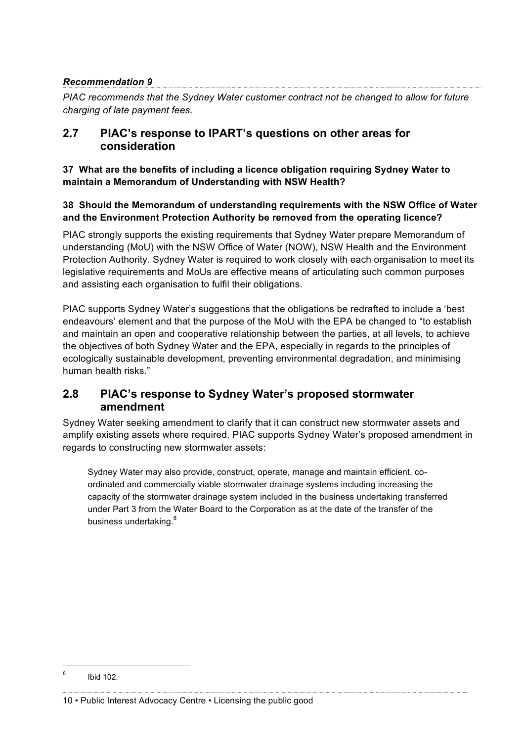*Recommendation 9*

*PIAC recommends that the Sydney Water customer contract not be changed to allow for future charging of late payment fees.*

## 2.7 PIAC's response to IPART's questions on other areas for consideration

**37 What are the benefits of including a licence obligation requiring Sydney Water to maintain a Memorandum of Understanding with NSW Health?**

**38 Should the Memorandum of understanding requirements with the NSW Office of Water and the Environment Protection Authority be removed from the operating licence?**

PIAC strongly supports the existing requirements that Sydney Water prepare Memorandum of understanding (MoU) with the NSW Office of Water (NOW), NSW Health and the Environment Protection Authority. Sydney Water is required to work closely with each organisation to meet its legislative requirements and MoUs are effective means of articulating such common purposes and assisting each organisation to fulfil their obligations.

PIAC supports Sydney Water's suggestions that the obligations be redrafted to include a 'best endeavours' element and that the purpose of the MoU with the EPA be changed to "to establish and maintain an open and cooperative relationship between the parties, at all levels, to achieve the objectives of both Sydney Water and the EPA, especially in regards to the principles of ecologically sustainable development, preventing environmental degradation, and minimising human health risks."

## 2.8 PIAC's response to Sydney Water's proposed stormwater amendment

Sydney Water seeking amendment to clarify that it can construct new stormwater assets and amplify existing assets where required. PIAC supports Sydney Water's proposed amendment in regards to constructing new stormwater assets:

> Sydney Water may also provide, construct, operate, manage and maintain efficient, co-ordinated and commercially viable stormwater drainage systems including increasing the capacity of the stormwater drainage system included in the business undertaking transferred under Part 3 from the Water Board to the Corporation as at the date of the transfer of the business undertaking.[8]

[8] Ibid 102.